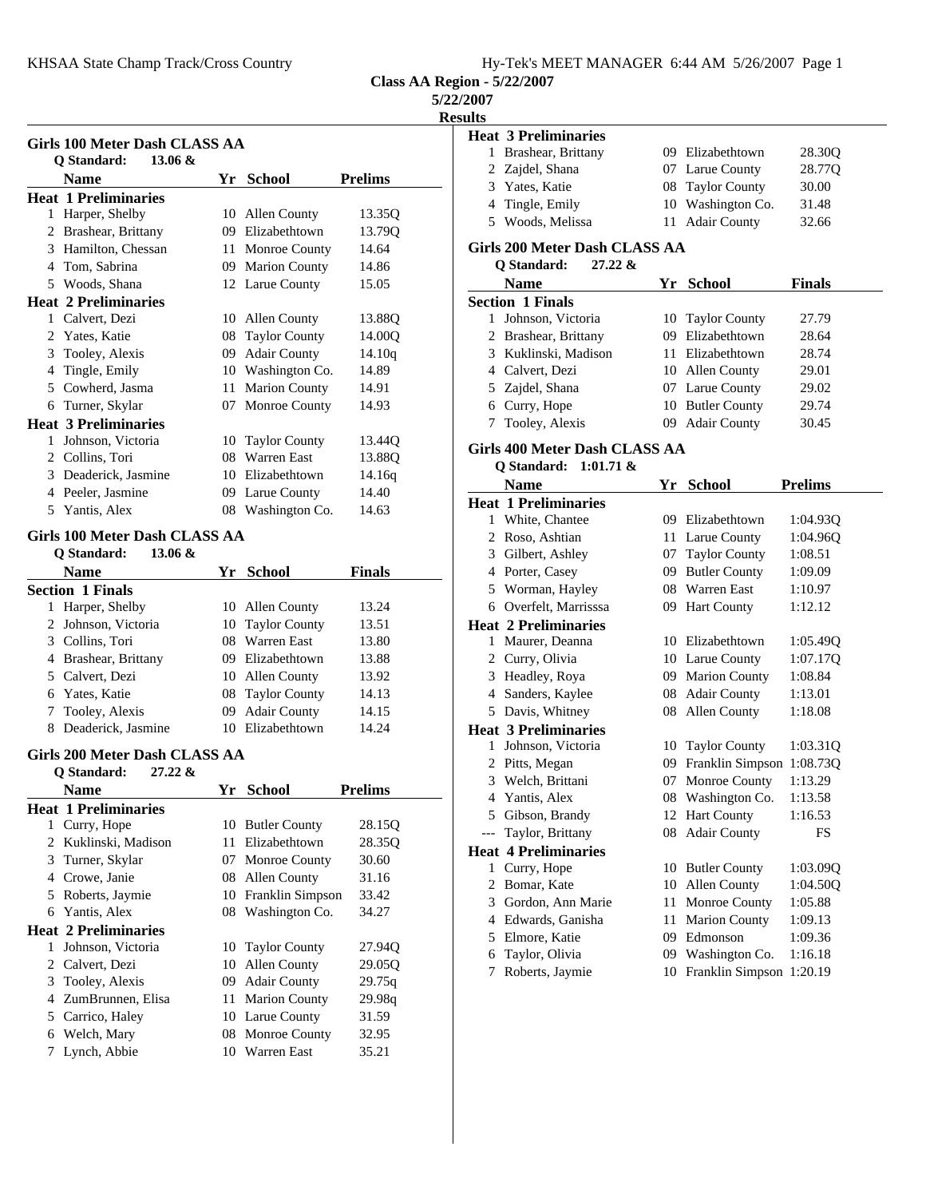**Class AA Region - 5/22/2007**

**5/22/2007**

**Results**

### Girls 100 Meter Dash CLASS AA

**Q Standard: 13.06 &**

| | Name | Yr | School | Prelims |
|---|---|---|---|---|
| **Heat 1 Preliminaries** | | | | |
| 1 | Harper, Shelby | 10 | Allen County | 13.35Q |
| 2 | Brashear, Brittany | 09 | Elizabethtown | 13.79Q |
| 3 | Hamilton, Chessan | 11 | Monroe County | 14.64 |
| 4 | Tom, Sabrina | 09 | Marion County | 14.86 |
| 5 | Woods, Shana | 12 | Larue County | 15.05 |
| **Heat 2 Preliminaries** | | | | |
| 1 | Calvert, Dezi | 10 | Allen County | 13.88Q |
| 2 | Yates, Katie | 08 | Taylor County | 14.00Q |
| 3 | Tooley, Alexis | 09 | Adair County | 14.10q |
| 4 | Tingle, Emily | 10 | Washington Co. | 14.89 |
| 5 | Cowherd, Jasma | 11 | Marion County | 14.91 |
| 6 | Turner, Skylar | 07 | Monroe County | 14.93 |
| **Heat 3 Preliminaries** | | | | |
| 1 | Johnson, Victoria | 10 | Taylor County | 13.44Q |
| 2 | Collins, Tori | 08 | Warren East | 13.88Q |
| 3 | Deaderick, Jasmine | 10 | Elizabethtown | 14.16q |
| 4 | Peeler, Jasmine | 09 | Larue County | 14.40 |
| 5 | Yantis, Alex | 08 | Washington Co. | 14.63 |

### Girls 100 Meter Dash CLASS AA

**Q Standard: 13.06 &**

| | Name | Yr | School | Finals |
|---|---|---|---|---|
| **Section 1 Finals** | | | | |
| 1 | Harper, Shelby | 10 | Allen County | 13.24 |
| 2 | Johnson, Victoria | 10 | Taylor County | 13.51 |
| 3 | Collins, Tori | 08 | Warren East | 13.80 |
| 4 | Brashear, Brittany | 09 | Elizabethtown | 13.88 |
| 5 | Calvert, Dezi | 10 | Allen County | 13.92 |
| 6 | Yates, Katie | 08 | Taylor County | 14.13 |
| 7 | Tooley, Alexis | 09 | Adair County | 14.15 |
| 8 | Deaderick, Jasmine | 10 | Elizabethtown | 14.24 |

### Girls 200 Meter Dash CLASS AA

**Q Standard: 27.22 &**

| | Name | Yr | School | Prelims |
|---|---|---|---|---|
| **Heat 1 Preliminaries** | | | | |
| 1 | Curry, Hope | 10 | Butler County | 28.15Q |
| 2 | Kuklinski, Madison | 11 | Elizabethtown | 28.35Q |
| 3 | Turner, Skylar | 07 | Monroe County | 30.60 |
| 4 | Crowe, Janie | 08 | Allen County | 31.16 |
| 5 | Roberts, Jaymie | 10 | Franklin Simpson | 33.42 |
| 6 | Yantis, Alex | 08 | Washington Co. | 34.27 |
| **Heat 2 Preliminaries** | | | | |
| 1 | Johnson, Victoria | 10 | Taylor County | 27.94Q |
| 2 | Calvert, Dezi | 10 | Allen County | 29.05Q |
| 3 | Tooley, Alexis | 09 | Adair County | 29.75q |
| 4 | ZumBrunnen, Elisa | 11 | Marion County | 29.98q |
| 5 | Carrico, Haley | 10 | Larue County | 31.59 |
| 6 | Welch, Mary | 08 | Monroe County | 32.95 |
| 7 | Lynch, Abbie | 10 | Warren East | 35.21 |
| **Heat 3 Preliminaries** | | | | |
| 1 | Brashear, Brittany | 09 | Elizabethtown | 28.30Q |
| 2 | Zajdel, Shana | 07 | Larue County | 28.77Q |
| 3 | Yates, Katie | 08 | Taylor County | 30.00 |
| 4 | Tingle, Emily | 10 | Washington Co. | 31.48 |
| 5 | Woods, Melissa | 11 | Adair County | 32.66 |

### Girls 200 Meter Dash CLASS AA

**Q Standard: 27.22 &**

| | Name | Yr | School | Finals |
|---|---|---|---|---|
| **Section 1 Finals** | | | | |
| 1 | Johnson, Victoria | 10 | Taylor County | 27.79 |
| 2 | Brashear, Brittany | 09 | Elizabethtown | 28.64 |
| 3 | Kuklinski, Madison | 11 | Elizabethtown | 28.74 |
| 4 | Calvert, Dezi | 10 | Allen County | 29.01 |
| 5 | Zajdel, Shana | 07 | Larue County | 29.02 |
| 6 | Curry, Hope | 10 | Butler County | 29.74 |
| 7 | Tooley, Alexis | 09 | Adair County | 30.45 |

### Girls 400 Meter Dash CLASS AA

**Q Standard: 1:01.71 &**

| | Name | Yr | School | Prelims |
|---|---|---|---|---|
| **Heat 1 Preliminaries** | | | | |
| 1 | White, Chantee | 09 | Elizabethtown | 1:04.93Q |
| 2 | Roso, Ashtian | 11 | Larue County | 1:04.96Q |
| 3 | Gilbert, Ashley | 07 | Taylor County | 1:08.51 |
| 4 | Porter, Casey | 09 | Butler County | 1:09.09 |
| 5 | Worman, Hayley | 08 | Warren East | 1:10.97 |
| 6 | Overfelt, Marrisssa | 09 | Hart County | 1:12.12 |
| **Heat 2 Preliminaries** | | | | |
| 1 | Maurer, Deanna | 10 | Elizabethtown | 1:05.49Q |
| 2 | Curry, Olivia | 10 | Larue County | 1:07.17Q |
| 3 | Headley, Roya | 09 | Marion County | 1:08.84 |
| 4 | Sanders, Kaylee | 08 | Adair County | 1:13.01 |
| 5 | Davis, Whitney | 08 | Allen County | 1:18.08 |
| **Heat 3 Preliminaries** | | | | |
| 1 | Johnson, Victoria | 10 | Taylor County | 1:03.31Q |
| 2 | Pitts, Megan | 09 | Franklin Simpson | 1:08.73Q |
| 3 | Welch, Brittani | 07 | Monroe County | 1:13.29 |
| 4 | Yantis, Alex | 08 | Washington Co. | 1:13.58 |
| 5 | Gibson, Brandy | 12 | Hart County | 1:16.53 |
| --- | Taylor, Brittany | 08 | Adair County | FS |
| **Heat 4 Preliminaries** | | | | |
| 1 | Curry, Hope | 10 | Butler County | 1:03.09Q |
| 2 | Bomar, Kate | 10 | Allen County | 1:04.50Q |
| 3 | Gordon, Ann Marie | 11 | Monroe County | 1:05.88 |
| 4 | Edwards, Ganisha | 11 | Marion County | 1:09.13 |
| 5 | Elmore, Katie | 09 | Edmonson | 1:09.36 |
| 6 | Taylor, Olivia | 09 | Washington Co. | 1:16.18 |
| 7 | Roberts, Jaymie | 10 | Franklin Simpson | 1:20.19 |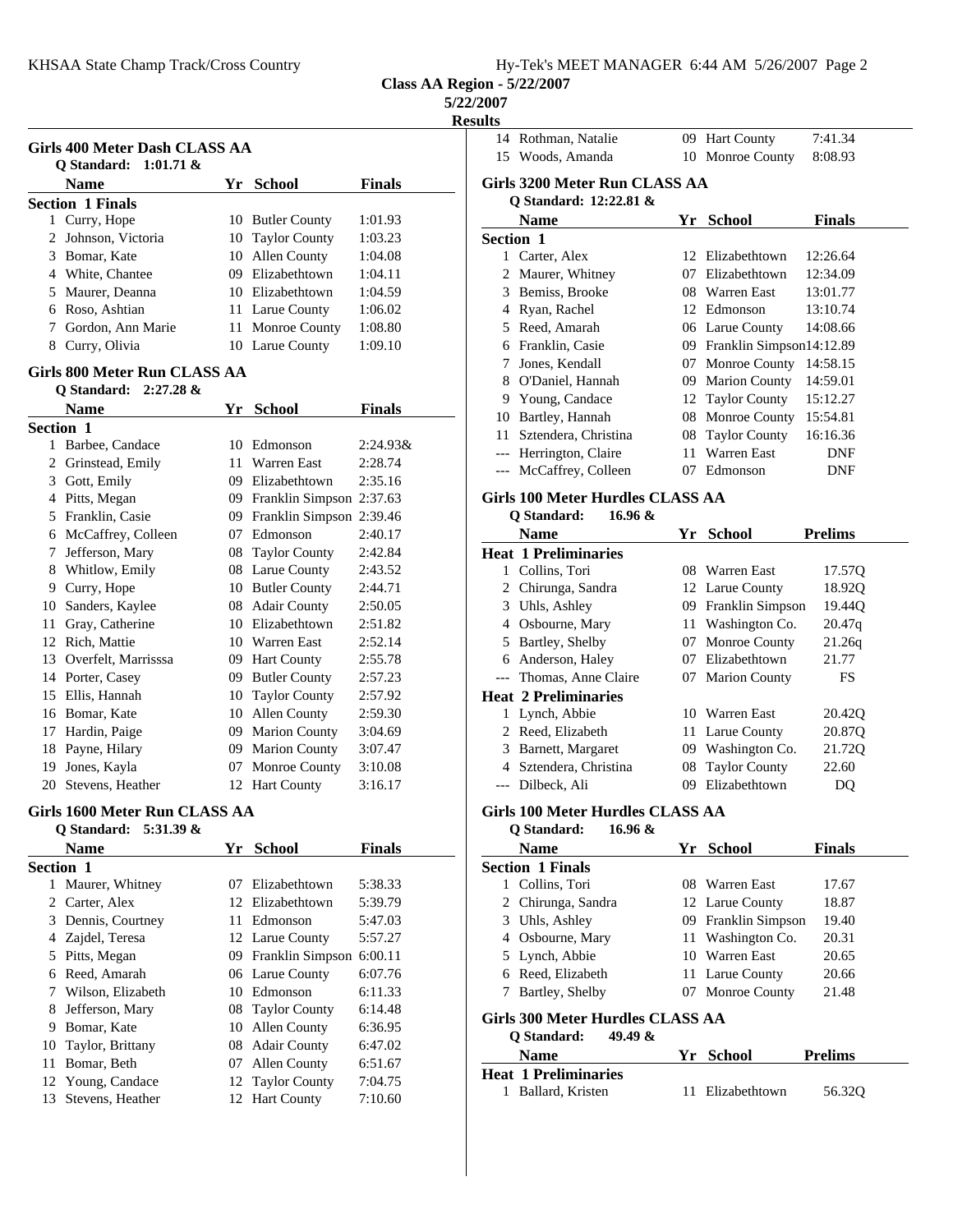**Class AA Region - 5/22/2007**

**5/22/2007**

**Results**

## Girls 400 Meter Dash CLASS AA

Q Standard: 1:01.71 &

| | Name | Yr | School | Finals |
|---|---|---|---|---|
| **Section 1 Finals** | | | | |
| 1 | Curry, Hope | 10 | Butler County | 1:01.93 |
| 2 | Johnson, Victoria | 10 | Taylor County | 1:03.23 |
| 3 | Bomar, Kate | 10 | Allen County | 1:04.08 |
| 4 | White, Chantee | 09 | Elizabethtown | 1:04.11 |
| 5 | Maurer, Deanna | 10 | Elizabethtown | 1:04.59 |
| 6 | Roso, Ashtian | 11 | Larue County | 1:06.02 |
| 7 | Gordon, Ann Marie | 11 | Monroe County | 1:08.80 |
| 8 | Curry, Olivia | 10 | Larue County | 1:09.10 |

## Girls 800 Meter Run CLASS AA

Q Standard: 2:27.28 &

| | Name | Yr | School | Finals |
|---|---|---|---|---|
| **Section 1** | | | | |
| 1 | Barbee, Candace | 10 | Edmonson | 2:24.93& |
| 2 | Grinstead, Emily | 11 | Warren East | 2:28.74 |
| 3 | Gott, Emily | 09 | Elizabethtown | 2:35.16 |
| 4 | Pitts, Megan | 09 | Franklin Simpson | 2:37.63 |
| 5 | Franklin, Casie | 09 | Franklin Simpson | 2:39.46 |
| 6 | McCaffrey, Colleen | 07 | Edmonson | 2:40.17 |
| 7 | Jefferson, Mary | 08 | Taylor County | 2:42.84 |
| 8 | Whitlow, Emily | 08 | Larue County | 2:43.52 |
| 9 | Curry, Hope | 10 | Butler County | 2:44.71 |
| 10 | Sanders, Kaylee | 08 | Adair County | 2:50.05 |
| 11 | Gray, Catherine | 10 | Elizabethtown | 2:51.82 |
| 12 | Rich, Mattie | 10 | Warren East | 2:52.14 |
| 13 | Overfelt, Marrisssa | 09 | Hart County | 2:55.78 |
| 14 | Porter, Casey | 09 | Butler County | 2:57.23 |
| 15 | Ellis, Hannah | 10 | Taylor County | 2:57.92 |
| 16 | Bomar, Kate | 10 | Allen County | 2:59.30 |
| 17 | Hardin, Paige | 09 | Marion County | 3:04.69 |
| 18 | Payne, Hilary | 09 | Marion County | 3:07.47 |
| 19 | Jones, Kayla | 07 | Monroe County | 3:10.08 |
| 20 | Stevens, Heather | 12 | Hart County | 3:16.17 |

## Girls 1600 Meter Run CLASS AA

Q Standard: 5:31.39 &

| | Name | Yr | School | Finals |
|---|---|---|---|---|
| **Section 1** | | | | |
| 1 | Maurer, Whitney | 07 | Elizabethtown | 5:38.33 |
| 2 | Carter, Alex | 12 | Elizabethtown | 5:39.79 |
| 3 | Dennis, Courtney | 11 | Edmonson | 5:47.03 |
| 4 | Zajdel, Teresa | 12 | Larue County | 5:57.27 |
| 5 | Pitts, Megan | 09 | Franklin Simpson | 6:00.11 |
| 6 | Reed, Amarah | 06 | Larue County | 6:07.76 |
| 7 | Wilson, Elizabeth | 10 | Edmonson | 6:11.33 |
| 8 | Jefferson, Mary | 08 | Taylor County | 6:14.48 |
| 9 | Bomar, Kate | 10 | Allen County | 6:36.95 |
| 10 | Taylor, Brittany | 08 | Adair County | 6:47.02 |
| 11 | Bomar, Beth | 07 | Allen County | 6:51.67 |
| 12 | Young, Candace | 12 | Taylor County | 7:04.75 |
| 13 | Stevens, Heather | 12 | Hart County | 7:10.60 |
| 14 | Rothman, Natalie | 09 | Hart County | 7:41.34 |
| 15 | Woods, Amanda | 10 | Monroe County | 8:08.93 |

## Girls 3200 Meter Run CLASS AA

Q Standard: 12:22.81 &

| | Name | Yr | School | Finals |
|---|---|---|---|---|
| **Section 1** | | | | |
| 1 | Carter, Alex | 12 | Elizabethtown | 12:26.64 |
| 2 | Maurer, Whitney | 07 | Elizabethtown | 12:34.09 |
| 3 | Bemiss, Brooke | 08 | Warren East | 13:01.77 |
| 4 | Ryan, Rachel | 12 | Edmonson | 13:10.74 |
| 5 | Reed, Amarah | 06 | Larue County | 14:08.66 |
| 6 | Franklin, Casie | 09 | Franklin Simpson | 14:12.89 |
| 7 | Jones, Kendall | 07 | Monroe County | 14:58.15 |
| 8 | O'Daniel, Hannah | 09 | Marion County | 14:59.01 |
| 9 | Young, Candace | 12 | Taylor County | 15:12.27 |
| 10 | Bartley, Hannah | 08 | Monroe County | 15:54.81 |
| 11 | Sztendera, Christina | 08 | Taylor County | 16:16.36 |
| --- | Herrington, Claire | 11 | Warren East | DNF |
| --- | McCaffrey, Colleen | 07 | Edmonson | DNF |

## Girls 100 Meter Hurdles CLASS AA

Q Standard: 16.96 &

| | Name | Yr | School | Prelims |
|---|---|---|---|---|
| **Heat 1 Preliminaries** | | | | |
| 1 | Collins, Tori | 08 | Warren East | 17.57Q |
| 2 | Chirunga, Sandra | 12 | Larue County | 18.92Q |
| 3 | Uhls, Ashley | 09 | Franklin Simpson | 19.44Q |
| 4 | Osbourne, Mary | 11 | Washington Co. | 20.47q |
| 5 | Bartley, Shelby | 07 | Monroe County | 21.26q |
| 6 | Anderson, Haley | 07 | Elizabethtown | 21.77 |
| --- | Thomas, Anne Claire | 07 | Marion County | FS |
| **Heat 2 Preliminaries** | | | | |
| 1 | Lynch, Abbie | 10 | Warren East | 20.42Q |
| 2 | Reed, Elizabeth | 11 | Larue County | 20.87Q |
| 3 | Barnett, Margaret | 09 | Washington Co. | 21.72Q |
| 4 | Sztendera, Christina | 08 | Taylor County | 22.60 |
| --- | Dilbeck, Ali | 09 | Elizabethtown | DQ |

## Girls 100 Meter Hurdles CLASS AA

Q Standard: 16.96 &

| | Name | Yr | School | Finals |
|---|---|---|---|---|
| **Section 1 Finals** | | | | |
| 1 | Collins, Tori | 08 | Warren East | 17.67 |
| 2 | Chirunga, Sandra | 12 | Larue County | 18.87 |
| 3 | Uhls, Ashley | 09 | Franklin Simpson | 19.40 |
| 4 | Osbourne, Mary | 11 | Washington Co. | 20.31 |
| 5 | Lynch, Abbie | 10 | Warren East | 20.65 |
| 6 | Reed, Elizabeth | 11 | Larue County | 20.66 |
| 7 | Bartley, Shelby | 07 | Monroe County | 21.48 |

## Girls 300 Meter Hurdles CLASS AA

Q Standard: 49.49 &

| | Name | Yr | School | Prelims |
|---|---|---|---|---|
| **Heat 1 Preliminaries** | | | | |
| 1 | Ballard, Kristen | 11 | Elizabethtown | 56.32Q |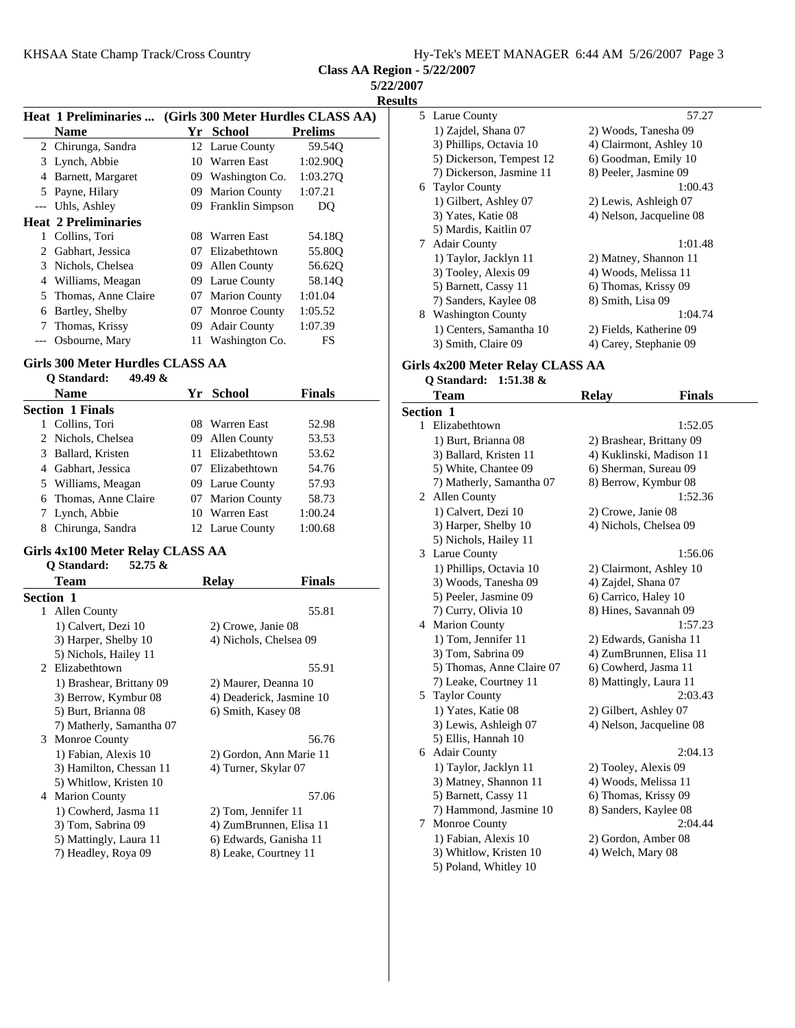## Class AA Region - 5/22/2007

**5/22/2007**

**Results**

### Heat 1 Preliminaries ... (Girls 300 Meter Hurdles CLASS AA)

| | Name | Yr | School | Prelims |
|---|---|---|---|---|
| 2 | Chirunga, Sandra | 12 | Larue County | 59.54Q |
| 3 | Lynch, Abbie | 10 | Warren East | 1:02.90Q |
| 4 | Barnett, Margaret | 09 | Washington Co. | 1:03.27Q |
| 5 | Payne, Hilary | 09 | Marion County | 1:07.21 |
| --- | Uhls, Ashley | 09 | Franklin Simpson | DQ |
| **Heat 2 Preliminaries** | | | | |
| 1 | Collins, Tori | 08 | Warren East | 54.18Q |
| 2 | Gabhart, Jessica | 07 | Elizabethtown | 55.80Q |
| 3 | Nichols, Chelsea | 09 | Allen County | 56.62Q |
| 4 | Williams, Meagan | 09 | Larue County | 58.14Q |
| 5 | Thomas, Anne Claire | 07 | Marion County | 1:01.04 |
| 6 | Bartley, Shelby | 07 | Monroe County | 1:05.52 |
| 7 | Thomas, Krissy | 09 | Adair County | 1:07.39 |
| --- | Osbourne, Mary | 11 | Washington Co. | FS |

### Girls 300 Meter Hurdles CLASS AA

**Q Standard: 49.49 &**

| | Name | Yr | School | Finals |
|---|---|---|---|---|
| **Section 1 Finals** | | | | |
| 1 | Collins, Tori | 08 | Warren East | 52.98 |
| 2 | Nichols, Chelsea | 09 | Allen County | 53.53 |
| 3 | Ballard, Kristen | 11 | Elizabethtown | 53.62 |
| 4 | Gabhart, Jessica | 07 | Elizabethtown | 54.76 |
| 5 | Williams, Meagan | 09 | Larue County | 57.93 |
| 6 | Thomas, Anne Claire | 07 | Marion County | 58.73 |
| 7 | Lynch, Abbie | 10 | Warren East | 1:00.24 |
| 8 | Chirunga, Sandra | 12 | Larue County | 1:00.68 |

### Girls 4x100 Meter Relay CLASS AA

**Q Standard: 52.75 &**

| | Team | Relay | Finals |
|---|---|---|---|
| **Section 1** | | | |
| 1 | Allen County | | 55.81 |
| | 1) Calvert, Dezi 10 | 2) Crowe, Janie 08 | |
| | 3) Harper, Shelby 10 | 4) Nichols, Chelsea 09 | |
| | 5) Nichols, Hailey 11 | | |
| 2 | Elizabethtown | | 55.91 |
| | 1) Brashear, Brittany 09 | 2) Maurer, Deanna 10 | |
| | 3) Berrow, Kymbur 08 | 4) Deaderick, Jasmine 10 | |
| | 5) Burt, Brianna 08 | 6) Smith, Kasey 08 | |
| | 7) Matherly, Samantha 07 | | |
| 3 | Monroe County | | 56.76 |
| | 1) Fabian, Alexis 10 | 2) Gordon, Ann Marie 11 | |
| | 3) Hamilton, Chessan 11 | 4) Turner, Skylar 07 | |
| | 5) Whitlow, Kristen 10 | | |
| 4 | Marion County | | 57.06 |
| | 1) Cowherd, Jasma 11 | 2) Tom, Jennifer 11 | |
| | 3) Tom, Sabrina 09 | 4) ZumBrunnen, Elisa 11 | |
| | 5) Mattingly, Laura 11 | 6) Edwards, Ganisha 11 | |
| | 7) Headley, Roya 09 | 8) Leake, Courtney 11 | |
| 5 | Larue County | | 57.27 |
| | 1) Zajdel, Shana 07 | 2) Woods, Tanesha 09 | |
| | 3) Phillips, Octavia 10 | 4) Clairmont, Ashley 10 | |
| | 5) Dickerson, Tempest 12 | 6) Goodman, Emily 10 | |
| | 7) Dickerson, Jasmine 11 | 8) Peeler, Jasmine 09 | |
| 6 | Taylor County | | 1:00.43 |
| | 1) Gilbert, Ashley 07 | 2) Lewis, Ashleigh 07 | |
| | 3) Yates, Katie 08 | 4) Nelson, Jacqueline 08 | |
| | 5) Mardis, Kaitlin 07 | | |
| 7 | Adair County | | 1:01.48 |
| | 1) Taylor, Jacklyn 11 | 2) Matney, Shannon 11 | |
| | 3) Tooley, Alexis 09 | 4) Woods, Melissa 11 | |
| | 5) Barnett, Cassy 11 | 6) Thomas, Krissy 09 | |
| | 7) Sanders, Kaylee 08 | 8) Smith, Lisa 09 | |
| 8 | Washington County | | 1:04.74 |
| | 1) Centers, Samantha 10 | 2) Fields, Katherine 09 | |
| | 3) Smith, Claire 09 | 4) Carey, Stephanie 09 | |

### Girls 4x200 Meter Relay CLASS AA

**Q Standard: 1:51.38 &**

| | Team | Relay | Finals |
|---|---|---|---|
| **Section 1** | | | |
| 1 | Elizabethtown | | 1:52.05 |
| | 1) Burt, Brianna 08 | 2) Brashear, Brittany 09 | |
| | 3) Ballard, Kristen 11 | 4) Kuklinski, Madison 11 | |
| | 5) White, Chantee 09 | 6) Sherman, Sureau 09 | |
| | 7) Matherly, Samantha 07 | 8) Berrow, Kymbur 08 | |
| 2 | Allen County | | 1:52.36 |
| | 1) Calvert, Dezi 10 | 2) Crowe, Janie 08 | |
| | 3) Harper, Shelby 10 | 4) Nichols, Chelsea 09 | |
| | 5) Nichols, Hailey 11 | | |
| 3 | Larue County | | 1:56.06 |
| | 1) Phillips, Octavia 10 | 2) Clairmont, Ashley 10 | |
| | 3) Woods, Tanesha 09 | 4) Zajdel, Shana 07 | |
| | 5) Peeler, Jasmine 09 | 6) Carrico, Haley 10 | |
| | 7) Curry, Olivia 10 | 8) Hines, Savannah 09 | |
| 4 | Marion County | | 1:57.23 |
| | 1) Tom, Jennifer 11 | 2) Edwards, Ganisha 11 | |
| | 3) Tom, Sabrina 09 | 4) ZumBrunnen, Elisa 11 | |
| | 5) Thomas, Anne Claire 07 | 6) Cowherd, Jasma 11 | |
| | 7) Leake, Courtney 11 | 8) Mattingly, Laura 11 | |
| 5 | Taylor County | | 2:03.43 |
| | 1) Yates, Katie 08 | 2) Gilbert, Ashley 07 | |
| | 3) Lewis, Ashleigh 07 | 4) Nelson, Jacqueline 08 | |
| | 5) Ellis, Hannah 10 | | |
| 6 | Adair County | | 2:04.13 |
| | 1) Taylor, Jacklyn 11 | 2) Tooley, Alexis 09 | |
| | 3) Matney, Shannon 11 | 4) Woods, Melissa 11 | |
| | 5) Barnett, Cassy 11 | 6) Thomas, Krissy 09 | |
| | 7) Hammond, Jasmine 10 | 8) Sanders, Kaylee 08 | |
| 7 | Monroe County | | 2:04.44 |
| | 1) Fabian, Alexis 10 | 2) Gordon, Amber 08 | |
| | 3) Whitlow, Kristen 10 | 4) Welch, Mary 08 | |
| | 5) Poland, Whitley 10 | | |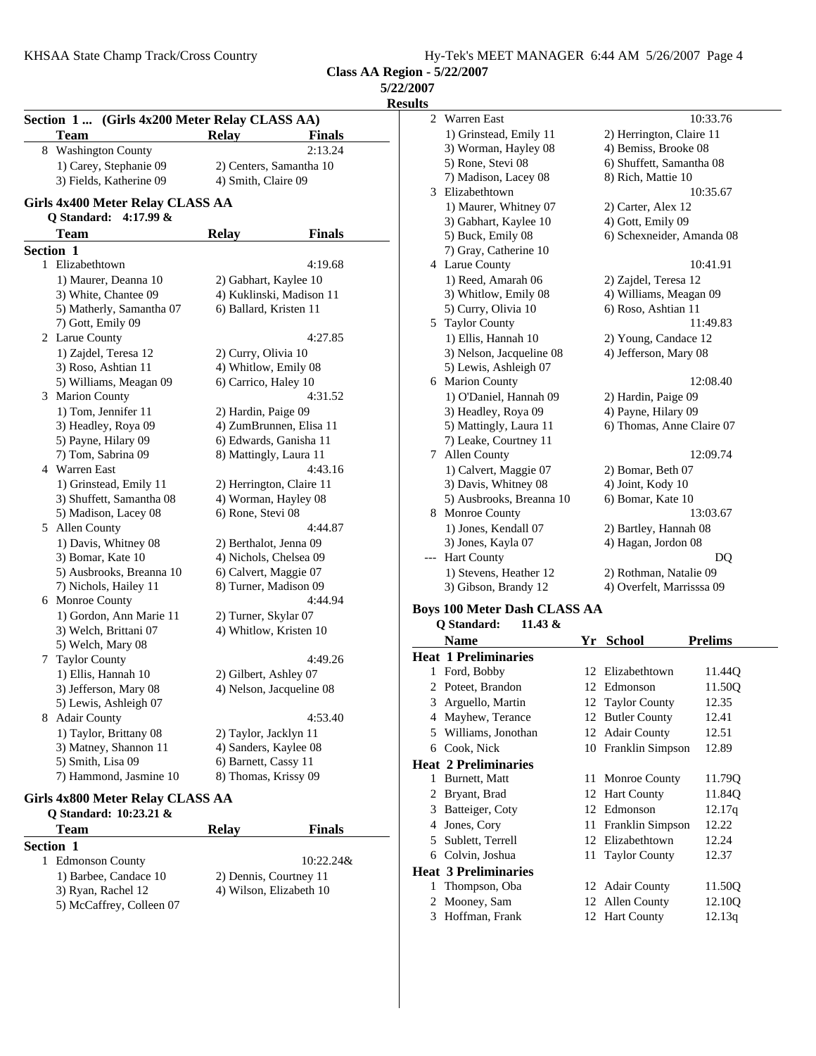**Class AA Region - 5/22/2007**

**5/22/2007**

**Results**

### Section 1 ... (Girls 4x200 Meter Relay CLASS AA)

| | Team | Relay | Finals |
|---|---|---|---|
| 8 | Washington County | | 2:13.24 |
| | 1) Carey, Stephanie 09 | 2) Centers, Samantha 10 | |
| | 3) Fields, Katherine 09 | 4) Smith, Claire 09 | |

### Girls 4x400 Meter Relay CLASS AA

**Q Standard: 4:17.99 &**

**Section 1**

| | Team | Relay | Finals |
|---|---|---|---|
| 1 | Elizabethtown | | 4:19.68 |
| | 1) Maurer, Deanna 10 | 2) Gabhart, Kaylee 10 | |
| | 3) White, Chantee 09 | 4) Kuklinski, Madison 11 | |
| | 5) Matherly, Samantha 07 | 6) Ballard, Kristen 11 | |
| | 7) Gott, Emily 09 | | |
| 2 | Larue County | | 4:27.85 |
| | 1) Zajdel, Teresa 12 | 2) Curry, Olivia 10 | |
| | 3) Roso, Ashtian 11 | 4) Whitlow, Emily 08 | |
| | 5) Williams, Meagan 09 | 6) Carrico, Haley 10 | |
| 3 | Marion County | | 4:31.52 |
| | 1) Tom, Jennifer 11 | 2) Hardin, Paige 09 | |
| | 3) Headley, Roya 09 | 4) ZumBrunnen, Elisa 11 | |
| | 5) Payne, Hilary 09 | 6) Edwards, Ganisha 11 | |
| | 7) Tom, Sabrina 09 | 8) Mattingly, Laura 11 | |
| 4 | Warren East | | 4:43.16 |
| | 1) Grinstead, Emily 11 | 2) Herrington, Claire 11 | |
| | 3) Shuffett, Samantha 08 | 4) Worman, Hayley 08 | |
| | 5) Madison, Lacey 08 | 6) Rone, Stevi 08 | |
| 5 | Allen County | | 4:44.87 |
| | 1) Davis, Whitney 08 | 2) Berthalot, Jenna 09 | |
| | 3) Bomar, Kate 10 | 4) Nichols, Chelsea 09 | |
| | 5) Ausbrooks, Breanna 10 | 6) Calvert, Maggie 07 | |
| | 7) Nichols, Hailey 11 | 8) Turner, Madison 09 | |
| 6 | Monroe County | | 4:44.94 |
| | 1) Gordon, Ann Marie 11 | 2) Turner, Skylar 07 | |
| | 3) Welch, Brittani 07 | 4) Whitlow, Kristen 10 | |
| | 5) Welch, Mary 08 | | |
| 7 | Taylor County | | 4:49.26 |
| | 1) Ellis, Hannah 10 | 2) Gilbert, Ashley 07 | |
| | 3) Jefferson, Mary 08 | 4) Nelson, Jacqueline 08 | |
| | 5) Lewis, Ashleigh 07 | | |
| 8 | Adair County | | 4:53.40 |
| | 1) Taylor, Brittany 08 | 2) Taylor, Jacklyn 11 | |
| | 3) Matney, Shannon 11 | 4) Sanders, Kaylee 08 | |
| | 5) Smith, Lisa 09 | 6) Barnett, Cassy 11 | |
| | 7) Hammond, Jasmine 10 | 8) Thomas, Krissy 09 | |

### Girls 4x800 Meter Relay CLASS AA

**Q Standard: 10:23.21 &**

**Section 1**

| | Team | Relay | Finals |
|---|---|---|---|
| 1 | Edmonson County | | 10:22.24& |
| | 1) Barbee, Candace 10 | 2) Dennis, Courtney 11 | |
| | 3) Ryan, Rachel 12 | 4) Wilson, Elizabeth 10 | |
| | 5) McCaffrey, Colleen 07 | | |
| 2 | Warren East | | 10:33.76 |
| | 1) Grinstead, Emily 11 | 2) Herrington, Claire 11 | |
| | 3) Worman, Hayley 08 | 4) Bemiss, Brooke 08 | |
| | 5) Rone, Stevi 08 | 6) Shuffett, Samantha 08 | |
| | 7) Madison, Lacey 08 | 8) Rich, Mattie 10 | |
| 3 | Elizabethtown | | 10:35.67 |
| | 1) Maurer, Whitney 07 | 2) Carter, Alex 12 | |
| | 3) Gabhart, Kaylee 10 | 4) Gott, Emily 09 | |
| | 5) Buck, Emily 08 | 6) Schexneider, Amanda 08 | |
| | 7) Gray, Catherine 10 | | |
| 4 | Larue County | | 10:41.91 |
| | 1) Reed, Amarah 06 | 2) Zajdel, Teresa 12 | |
| | 3) Whitlow, Emily 08 | 4) Williams, Meagan 09 | |
| | 5) Curry, Olivia 10 | 6) Roso, Ashtian 11 | |
| 5 | Taylor County | | 11:49.83 |
| | 1) Ellis, Hannah 10 | 2) Young, Candace 12 | |
| | 3) Nelson, Jacqueline 08 | 4) Jefferson, Mary 08 | |
| | 5) Lewis, Ashleigh 07 | | |
| 6 | Marion County | | 12:08.40 |
| | 1) O'Daniel, Hannah 09 | 2) Hardin, Paige 09 | |
| | 3) Headley, Roya 09 | 4) Payne, Hilary 09 | |
| | 5) Mattingly, Laura 11 | 6) Thomas, Anne Claire 07 | |
| | 7) Leake, Courtney 11 | | |
| 7 | Allen County | | 12:09.74 |
| | 1) Calvert, Maggie 07 | 2) Bomar, Beth 07 | |
| | 3) Davis, Whitney 08 | 4) Joint, Kody 10 | |
| | 5) Ausbrooks, Breanna 10 | 6) Bomar, Kate 10 | |
| 8 | Monroe County | | 13:03.67 |
| | 1) Jones, Kendall 07 | 2) Bartley, Hannah 08 | |
| | 3) Jones, Kayla 07 | 4) Hagan, Jordon 08 | |
| --- | Hart County | | DQ |
| | 1) Stevens, Heather 12 | 2) Rothman, Natalie 09 | |
| | 3) Gibson, Brandy 12 | 4) Overfelt, Marrisssa 09 | |

### Boys 100 Meter Dash CLASS AA

**Q Standard: 11.43 &**

| | Name | Yr | School | Prelims |
|---|---|---|---|---|
| **Heat 1 Preliminaries** | | | | |
| 1 | Ford, Bobby | 12 | Elizabethtown | 11.44Q |
| 2 | Poteet, Brandon | 12 | Edmonson | 11.50Q |
| 3 | Arguello, Martin | 12 | Taylor County | 12.35 |
| 4 | Mayhew, Terance | 12 | Butler County | 12.41 |
| 5 | Williams, Jonothan | 12 | Adair County | 12.51 |
| 6 | Cook, Nick | 10 | Franklin Simpson | 12.89 |
| **Heat 2 Preliminaries** | | | | |
| 1 | Burnett, Matt | 11 | Monroe County | 11.79Q |
| 2 | Bryant, Brad | 12 | Hart County | 11.84Q |
| 3 | Batteiger, Coty | 12 | Edmonson | 12.17q |
| 4 | Jones, Cory | 11 | Franklin Simpson | 12.22 |
| 5 | Sublett, Terrell | 12 | Elizabethtown | 12.24 |
| 6 | Colvin, Joshua | 11 | Taylor County | 12.37 |
| **Heat 3 Preliminaries** | | | | |
| 1 | Thompson, Oba | 12 | Adair County | 11.50Q |
| 2 | Mooney, Sam | 12 | Allen County | 12.10Q |
| 3 | Hoffman, Frank | 12 | Hart County | 12.13q |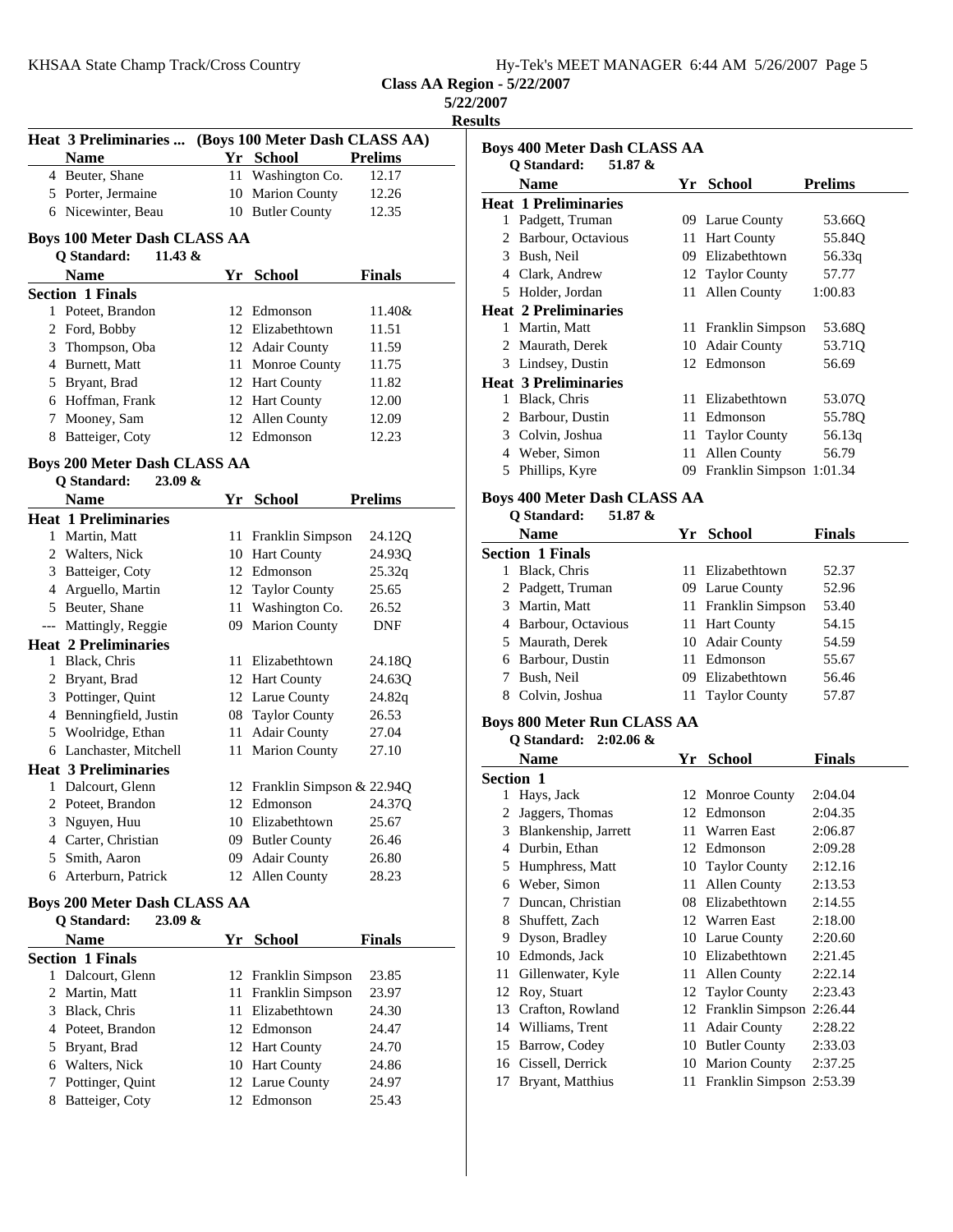**Class AA Region - 5/22/2007**

**5/22/2007**

**Results**

### Heat 3 Preliminaries ... (Boys 100 Meter Dash CLASS AA)

| | Name | Yr | School | Prelims |
|---|---|---|---|---|
| 4 | Beuter, Shane | 11 | Washington Co. | 12.17 |
| 5 | Porter, Jermaine | 10 | Marion County | 12.26 |
| 6 | Nicewinter, Beau | 10 | Butler County | 12.35 |

### Boys 100 Meter Dash CLASS AA

Q Standard: 11.43 &

| | Name | Yr | School | Finals |
|---|---|---|---|---|
| **Section 1 Finals** | | | | |
| 1 | Poteet, Brandon | 12 | Edmonson | 11.40& |
| 2 | Ford, Bobby | 12 | Elizabethtown | 11.51 |
| 3 | Thompson, Oba | 12 | Adair County | 11.59 |
| 4 | Burnett, Matt | 11 | Monroe County | 11.75 |
| 5 | Bryant, Brad | 12 | Hart County | 11.82 |
| 6 | Hoffman, Frank | 12 | Hart County | 12.00 |
| 7 | Mooney, Sam | 12 | Allen County | 12.09 |
| 8 | Batteiger, Coty | 12 | Edmonson | 12.23 |

### Boys 200 Meter Dash CLASS AA

Q Standard: 23.09 &

| | Name | Yr | School | Prelims |
|---|---|---|---|---|
| **Heat 1 Preliminaries** | | | | |
| 1 | Martin, Matt | 11 | Franklin Simpson | 24.12Q |
| 2 | Walters, Nick | 10 | Hart County | 24.93Q |
| 3 | Batteiger, Coty | 12 | Edmonson | 25.32q |
| 4 | Arguello, Martin | 12 | Taylor County | 25.65 |
| 5 | Beuter, Shane | 11 | Washington Co. | 26.52 |
| --- | Mattingly, Reggie | 09 | Marion County | DNF |
| **Heat 2 Preliminaries** | | | | |
| 1 | Black, Chris | 11 | Elizabethtown | 24.18Q |
| 2 | Bryant, Brad | 12 | Hart County | 24.63Q |
| 3 | Pottinger, Quint | 12 | Larue County | 24.82q |
| 4 | Benningfield, Justin | 08 | Taylor County | 26.53 |
| 5 | Woolridge, Ethan | 11 | Adair County | 27.04 |
| 6 | Lanchaster, Mitchell | 11 | Marion County | 27.10 |
| **Heat 3 Preliminaries** | | | | |
| 1 | Dalcourt, Glenn | 12 | Franklin Simpson & | 22.94Q |
| 2 | Poteet, Brandon | 12 | Edmonson | 24.37Q |
| 3 | Nguyen, Huu | 10 | Elizabethtown | 25.67 |
| 4 | Carter, Christian | 09 | Butler County | 26.46 |
| 5 | Smith, Aaron | 09 | Adair County | 26.80 |
| 6 | Arterburn, Patrick | 12 | Allen County | 28.23 |

### Boys 200 Meter Dash CLASS AA

Q Standard: 23.09 &

| | Name | Yr | School | Finals |
|---|---|---|---|---|
| **Section 1 Finals** | | | | |
| 1 | Dalcourt, Glenn | 12 | Franklin Simpson | 23.85 |
| 2 | Martin, Matt | 11 | Franklin Simpson | 23.97 |
| 3 | Black, Chris | 11 | Elizabethtown | 24.30 |
| 4 | Poteet, Brandon | 12 | Edmonson | 24.47 |
| 5 | Bryant, Brad | 12 | Hart County | 24.70 |
| 6 | Walters, Nick | 10 | Hart County | 24.86 |
| 7 | Pottinger, Quint | 12 | Larue County | 24.97 |
| 8 | Batteiger, Coty | 12 | Edmonson | 25.43 |

### Boys 400 Meter Dash CLASS AA

Q Standard: 51.87 &

| | Name | Yr | School | Prelims |
|---|---|---|---|---|
| **Heat 1 Preliminaries** | | | | |
| 1 | Padgett, Truman | 09 | Larue County | 53.66Q |
| 2 | Barbour, Octavious | 11 | Hart County | 55.84Q |
| 3 | Bush, Neil | 09 | Elizabethtown | 56.33q |
| 4 | Clark, Andrew | 12 | Taylor County | 57.77 |
| 5 | Holder, Jordan | 11 | Allen County | 1:00.83 |
| **Heat 2 Preliminaries** | | | | |
| 1 | Martin, Matt | 11 | Franklin Simpson | 53.68Q |
| 2 | Maurath, Derek | 10 | Adair County | 53.71Q |
| 3 | Lindsey, Dustin | 12 | Edmonson | 56.69 |
| **Heat 3 Preliminaries** | | | | |
| 1 | Black, Chris | 11 | Elizabethtown | 53.07Q |
| 2 | Barbour, Dustin | 11 | Edmonson | 55.78Q |
| 3 | Colvin, Joshua | 11 | Taylor County | 56.13q |
| 4 | Weber, Simon | 11 | Allen County | 56.79 |
| 5 | Phillips, Kyre | 09 | Franklin Simpson | 1:01.34 |

### Boys 400 Meter Dash CLASS AA

Q Standard: 51.87 &

| | Name | Yr | School | Finals |
|---|---|---|---|---|
| **Section 1 Finals** | | | | |
| 1 | Black, Chris | 11 | Elizabethtown | 52.37 |
| 2 | Padgett, Truman | 09 | Larue County | 52.96 |
| 3 | Martin, Matt | 11 | Franklin Simpson | 53.40 |
| 4 | Barbour, Octavious | 11 | Hart County | 54.15 |
| 5 | Maurath, Derek | 10 | Adair County | 54.59 |
| 6 | Barbour, Dustin | 11 | Edmonson | 55.67 |
| 7 | Bush, Neil | 09 | Elizabethtown | 56.46 |
| 8 | Colvin, Joshua | 11 | Taylor County | 57.87 |

### Boys 800 Meter Run CLASS AA

Q Standard: 2:02.06 &

| | Name | Yr | School | Finals |
|---|---|---|---|---|
| **Section 1** | | | | |
| 1 | Hays, Jack | 12 | Monroe County | 2:04.04 |
| 2 | Jaggers, Thomas | 12 | Edmonson | 2:04.35 |
| 3 | Blankenship, Jarrett | 11 | Warren East | 2:06.87 |
| 4 | Durbin, Ethan | 12 | Edmonson | 2:09.28 |
| 5 | Humphress, Matt | 10 | Taylor County | 2:12.16 |
| 6 | Weber, Simon | 11 | Allen County | 2:13.53 |
| 7 | Duncan, Christian | 08 | Elizabethtown | 2:14.55 |
| 8 | Shuffett, Zach | 12 | Warren East | 2:18.00 |
| 9 | Dyson, Bradley | 10 | Larue County | 2:20.60 |
| 10 | Edmonds, Jack | 10 | Elizabethtown | 2:21.45 |
| 11 | Gillenwater, Kyle | 11 | Allen County | 2:22.14 |
| 12 | Roy, Stuart | 12 | Taylor County | 2:23.43 |
| 13 | Crafton, Rowland | 12 | Franklin Simpson | 2:26.44 |
| 14 | Williams, Trent | 11 | Adair County | 2:28.22 |
| 15 | Barrow, Codey | 10 | Butler County | 2:33.03 |
| 16 | Cissell, Derrick | 10 | Marion County | 2:37.25 |
| 17 | Bryant, Matthius | 11 | Franklin Simpson | 2:53.39 |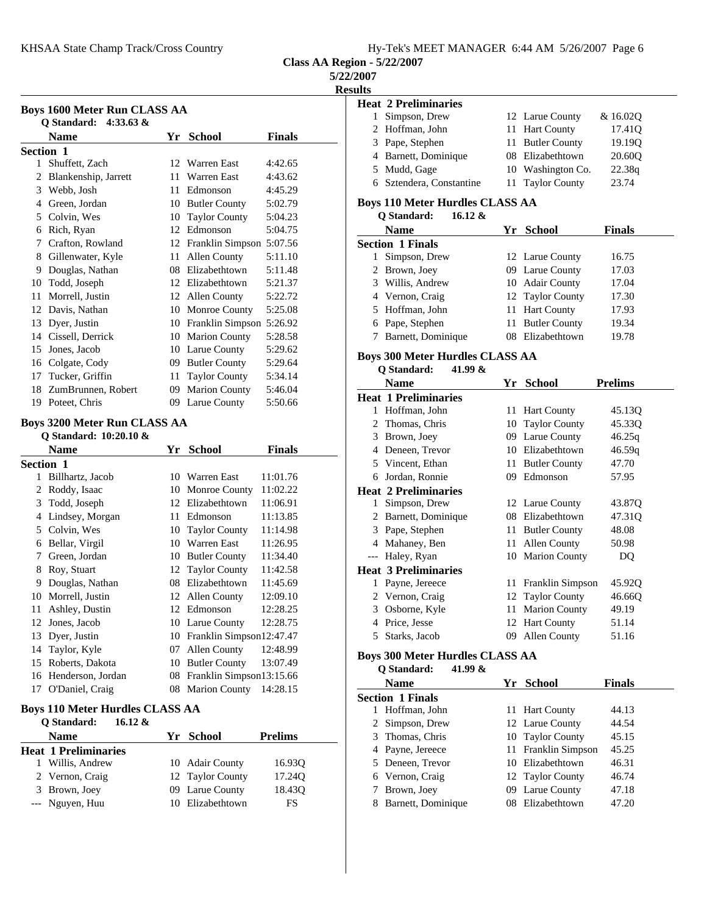## Class AA Region - 5/22/2007

**5/22/2007**

**Results**

### Boys 1600 Meter Run CLASS AA

**Q Standard: 4:33.63 &**

| | Name | Yr | School | Finals |
|---|---|---|---|---|
| **Section 1** | | | | |
| 1 | Shuffett, Zach | 12 | Warren East | 4:42.65 |
| 2 | Blankenship, Jarrett | 11 | Warren East | 4:43.62 |
| 3 | Webb, Josh | 11 | Edmonson | 4:45.29 |
| 4 | Green, Jordan | 10 | Butler County | 5:02.79 |
| 5 | Colvin, Wes | 10 | Taylor County | 5:04.23 |
| 6 | Rich, Ryan | 12 | Edmonson | 5:04.75 |
| 7 | Crafton, Rowland | 12 | Franklin Simpson | 5:07.56 |
| 8 | Gillenwater, Kyle | 11 | Allen County | 5:11.10 |
| 9 | Douglas, Nathan | 08 | Elizabethtown | 5:11.48 |
| 10 | Todd, Joseph | 12 | Elizabethtown | 5:21.37 |
| 11 | Morrell, Justin | 12 | Allen County | 5:22.72 |
| 12 | Davis, Nathan | 10 | Monroe County | 5:25.08 |
| 13 | Dyer, Justin | 10 | Franklin Simpson | 5:26.92 |
| 14 | Cissell, Derrick | 10 | Marion County | 5:28.58 |
| 15 | Jones, Jacob | 10 | Larue County | 5:29.62 |
| 16 | Colgate, Cody | 09 | Butler County | 5:29.64 |
| 17 | Tucker, Griffin | 11 | Taylor County | 5:34.14 |
| 18 | ZumBrunnen, Robert | 09 | Marion County | 5:46.04 |
| 19 | Poteet, Chris | 09 | Larue County | 5:50.66 |

### Boys 3200 Meter Run CLASS AA

**Q Standard: 10:20.10 &**

| | Name | Yr | School | Finals |
|---|---|---|---|---|
| **Section 1** | | | | |
| 1 | Billhartz, Jacob | 10 | Warren East | 11:01.76 |
| 2 | Roddy, Isaac | 10 | Monroe County | 11:02.22 |
| 3 | Todd, Joseph | 12 | Elizabethtown | 11:06.91 |
| 4 | Lindsey, Morgan | 11 | Edmonson | 11:13.85 |
| 5 | Colvin, Wes | 10 | Taylor County | 11:14.98 |
| 6 | Bellar, Virgil | 10 | Warren East | 11:26.95 |
| 7 | Green, Jordan | 10 | Butler County | 11:34.40 |
| 8 | Roy, Stuart | 12 | Taylor County | 11:42.58 |
| 9 | Douglas, Nathan | 08 | Elizabethtown | 11:45.69 |
| 10 | Morrell, Justin | 12 | Allen County | 12:09.10 |
| 11 | Ashley, Dustin | 12 | Edmonson | 12:28.25 |
| 12 | Jones, Jacob | 10 | Larue County | 12:28.75 |
| 13 | Dyer, Justin | 10 | Franklin Simpson | 12:47.47 |
| 14 | Taylor, Kyle | 07 | Allen County | 12:48.99 |
| 15 | Roberts, Dakota | 10 | Butler County | 13:07.49 |
| 16 | Henderson, Jordan | 08 | Franklin Simpson | 13:15.66 |
| 17 | O'Daniel, Craig | 08 | Marion County | 14:28.15 |

### Boys 110 Meter Hurdles CLASS AA

**Q Standard: 16.12 &**

| | Name | Yr | School | Prelims |
|---|---|---|---|---|
| **Heat 1 Preliminaries** | | | | |
| 1 | Willis, Andrew | 10 | Adair County | 16.93Q |
| 2 | Vernon, Craig | 12 | Taylor County | 17.24Q |
| 3 | Brown, Joey | 09 | Larue County | 18.43Q |
| --- | Nguyen, Huu | 10 | Elizabethtown | FS |
| **Heat 2 Preliminaries** | | | | |
| 1 | Simpson, Drew | 12 | Larue County | & 16.02Q |
| 2 | Hoffman, John | 11 | Hart County | 17.41Q |
| 3 | Pape, Stephen | 11 | Butler County | 19.19Q |
| 4 | Barnett, Dominique | 08 | Elizabethtown | 20.60Q |
| 5 | Mudd, Gage | 10 | Washington Co. | 22.38q |
| 6 | Sztendera, Constantine | 11 | Taylor County | 23.74 |

### Boys 110 Meter Hurdles CLASS AA

**Q Standard: 16.12 &**

| | Name | Yr | School | Finals |
|---|---|---|---|---|
| **Section 1 Finals** | | | | |
| 1 | Simpson, Drew | 12 | Larue County | 16.75 |
| 2 | Brown, Joey | 09 | Larue County | 17.03 |
| 3 | Willis, Andrew | 10 | Adair County | 17.04 |
| 4 | Vernon, Craig | 12 | Taylor County | 17.30 |
| 5 | Hoffman, John | 11 | Hart County | 17.93 |
| 6 | Pape, Stephen | 11 | Butler County | 19.34 |
| 7 | Barnett, Dominique | 08 | Elizabethtown | 19.78 |

### Boys 300 Meter Hurdles CLASS AA

**Q Standard: 41.99 &**

| | Name | Yr | School | Prelims |
|---|---|---|---|---|
| **Heat 1 Preliminaries** | | | | |
| 1 | Hoffman, John | 11 | Hart County | 45.13Q |
| 2 | Thomas, Chris | 10 | Taylor County | 45.33Q |
| 3 | Brown, Joey | 09 | Larue County | 46.25q |
| 4 | Deneen, Trevor | 10 | Elizabethtown | 46.59q |
| 5 | Vincent, Ethan | 11 | Butler County | 47.70 |
| 6 | Jordan, Ronnie | 09 | Edmonson | 57.95 |
| **Heat 2 Preliminaries** | | | | |
| 1 | Simpson, Drew | 12 | Larue County | 43.87Q |
| 2 | Barnett, Dominique | 08 | Elizabethtown | 47.31Q |
| 3 | Pape, Stephen | 11 | Butler County | 48.08 |
| 4 | Mahaney, Ben | 11 | Allen County | 50.98 |
| --- | Haley, Ryan | 10 | Marion County | DQ |
| **Heat 3 Preliminaries** | | | | |
| 1 | Payne, Jereece | 11 | Franklin Simpson | 45.92Q |
| 2 | Vernon, Craig | 12 | Taylor County | 46.66Q |
| 3 | Osborne, Kyle | 11 | Marion County | 49.19 |
| 4 | Price, Jesse | 12 | Hart County | 51.14 |
| 5 | Starks, Jacob | 09 | Allen County | 51.16 |

### Boys 300 Meter Hurdles CLASS AA

**Q Standard: 41.99 &**

| | Name | Yr | School | Finals |
|---|---|---|---|---|
| **Section 1 Finals** | | | | |
| 1 | Hoffman, John | 11 | Hart County | 44.13 |
| 2 | Simpson, Drew | 12 | Larue County | 44.54 |
| 3 | Thomas, Chris | 10 | Taylor County | 45.15 |
| 4 | Payne, Jereece | 11 | Franklin Simpson | 45.25 |
| 5 | Deneen, Trevor | 10 | Elizabethtown | 46.31 |
| 6 | Vernon, Craig | 12 | Taylor County | 46.74 |
| 7 | Brown, Joey | 09 | Larue County | 47.18 |
| 8 | Barnett, Dominique | 08 | Elizabethtown | 47.20 |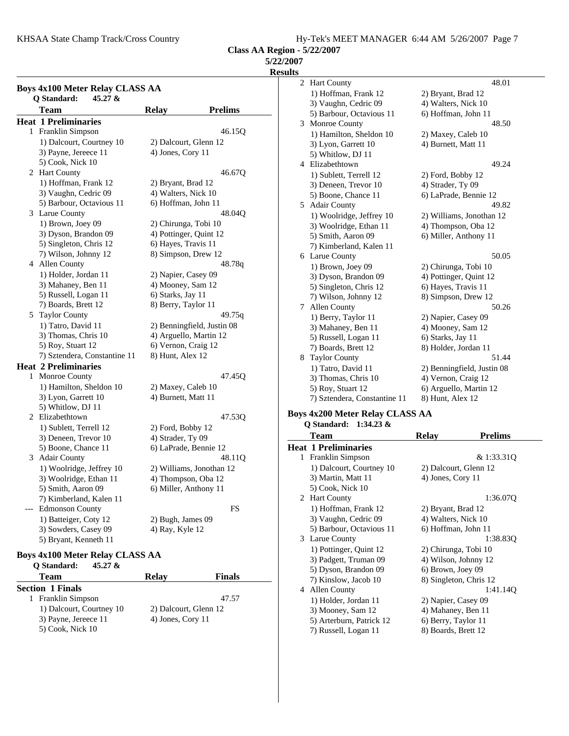**Class AA Region - 5/22/2007**

**5/22/2007**

**Results**

## Boys 4x100 Meter Relay CLASS AA

**Q Standard: 45.27 &**

| Team | Relay | Prelims |
|---|---|---|
| **Heat 1 Preliminaries** | | |
| 1 Franklin Simpson | | 46.15Q |
| 1) Dalcourt, Courtney 10 | 2) Dalcourt, Glenn 12 | |
| 3) Payne, Jereece 11 | 4) Jones, Cory 11 | |
| 5) Cook, Nick 10 | | |
| 2 Hart County | | 46.67Q |
| 1) Hoffman, Frank 12 | 2) Bryant, Brad 12 | |
| 3) Vaughn, Cedric 09 | 4) Walters, Nick 10 | |
| 5) Barbour, Octavious 11 | 6) Hoffman, John 11 | |
| 3 Larue County | | 48.04Q |
| 1) Brown, Joey 09 | 2) Chirunga, Tobi 10 | |
| 3) Dyson, Brandon 09 | 4) Pottinger, Quint 12 | |
| 5) Singleton, Chris 12 | 6) Hayes, Travis 11 | |
| 7) Wilson, Johnny 12 | 8) Simpson, Drew 12 | |
| 4 Allen County | | 48.78q |
| 1) Holder, Jordan 11 | 2) Napier, Casey 09 | |
| 3) Mahaney, Ben 11 | 4) Mooney, Sam 12 | |
| 5) Russell, Logan 11 | 6) Starks, Jay 11 | |
| 7) Boards, Brett 12 | 8) Berry, Taylor 11 | |
| 5 Taylor County | | 49.75q |
| 1) Tatro, David 11 | 2) Benningfield, Justin 08 | |
| 3) Thomas, Chris 10 | 4) Arguello, Martin 12 | |
| 5) Roy, Stuart 12 | 6) Vernon, Craig 12 | |
| 7) Sztendera, Constantine 11 | 8) Hunt, Alex 12 | |
| **Heat 2 Preliminaries** | | |
| 1 Monroe County | | 47.45Q |
| 1) Hamilton, Sheldon 10 | 2) Maxey, Caleb 10 | |
| 3) Lyon, Garrett 10 | 4) Burnett, Matt 11 | |
| 5) Whitlow, DJ 11 | | |
| 2 Elizabethtown | | 47.53Q |
| 1) Sublett, Terrell 12 | 2) Ford, Bobby 12 | |
| 3) Deneen, Trevor 10 | 4) Strader, Ty 09 | |
| 5) Boone, Chance 11 | 6) LaPrade, Bennie 12 | |
| 3 Adair County | | 48.11Q |
| 1) Woolridge, Jeffrey 10 | 2) Williams, Jonothan 12 | |
| 3) Woolridge, Ethan 11 | 4) Thompson, Oba 12 | |
| 5) Smith, Aaron 09 | 6) Miller, Anthony 11 | |
| 7) Kimberland, Kalen 11 | | |
| --- Edmonson County | | FS |
| 1) Batteiger, Coty 12 | 2) Bugh, James 09 | |
| 3) Sowders, Casey 09 | 4) Ray, Kyle 12 | |
| 5) Bryant, Kenneth 11 | | |

## Boys 4x100 Meter Relay CLASS AA

**Q Standard: 45.27 &**

| Team | Relay | Finals |
|---|---|---|
| **Section 1 Finals** | | |
| 1 Franklin Simpson | | 47.57 |
| 1) Dalcourt, Courtney 10 | 2) Dalcourt, Glenn 12 | |
| 3) Payne, Jereece 11 | 4) Jones, Cory 11 | |
| 5) Cook, Nick 10 | | |
| 2 Hart County | | 48.01 |
| 1) Hoffman, Frank 12 | 2) Bryant, Brad 12 | |
| 3) Vaughn, Cedric 09 | 4) Walters, Nick 10 | |
| 5) Barbour, Octavious 11 | 6) Hoffman, John 11 | |
| 3 Monroe County | | 48.50 |
| 1) Hamilton, Sheldon 10 | 2) Maxey, Caleb 10 | |
| 3) Lyon, Garrett 10 | 4) Burnett, Matt 11 | |
| 5) Whitlow, DJ 11 | | |
| 4 Elizabethtown | | 49.24 |
| 1) Sublett, Terrell 12 | 2) Ford, Bobby 12 | |
| 3) Deneen, Trevor 10 | 4) Strader, Ty 09 | |
| 5) Boone, Chance 11 | 6) LaPrade, Bennie 12 | |
| 5 Adair County | | 49.82 |
| 1) Woolridge, Jeffrey 10 | 2) Williams, Jonothan 12 | |
| 3) Woolridge, Ethan 11 | 4) Thompson, Oba 12 | |
| 5) Smith, Aaron 09 | 6) Miller, Anthony 11 | |
| 7) Kimberland, Kalen 11 | | |
| 6 Larue County | | 50.05 |
| 1) Brown, Joey 09 | 2) Chirunga, Tobi 10 | |
| 3) Dyson, Brandon 09 | 4) Pottinger, Quint 12 | |
| 5) Singleton, Chris 12 | 6) Hayes, Travis 11 | |
| 7) Wilson, Johnny 12 | 8) Simpson, Drew 12 | |
| 7 Allen County | | 50.26 |
| 1) Berry, Taylor 11 | 2) Napier, Casey 09 | |
| 3) Mahaney, Ben 11 | 4) Mooney, Sam 12 | |
| 5) Russell, Logan 11 | 6) Starks, Jay 11 | |
| 7) Boards, Brett 12 | 8) Holder, Jordan 11 | |
| 8 Taylor County | | 51.44 |
| 1) Tatro, David 11 | 2) Benningfield, Justin 08 | |
| 3) Thomas, Chris 10 | 4) Vernon, Craig 12 | |
| 5) Roy, Stuart 12 | 6) Arguello, Martin 12 | |
| 7) Sztendera, Constantine 11 | 8) Hunt, Alex 12 | |

## Boys 4x200 Meter Relay CLASS AA

**Q Standard: 1:34.23 &**

| Team | Relay | Prelims |
|---|---|---|
| **Heat 1 Preliminaries** | | |
| 1 Franklin Simpson | | & 1:33.31Q |
| 1) Dalcourt, Courtney 10 | 2) Dalcourt, Glenn 12 | |
| 3) Martin, Matt 11 | 4) Jones, Cory 11 | |
| 5) Cook, Nick 10 | | |
| 2 Hart County | | 1:36.07Q |
| 1) Hoffman, Frank 12 | 2) Bryant, Brad 12 | |
| 3) Vaughn, Cedric 09 | 4) Walters, Nick 10 | |
| 5) Barbour, Octavious 11 | 6) Hoffman, John 11 | |
| 3 Larue County | | 1:38.83Q |
| 1) Pottinger, Quint 12 | 2) Chirunga, Tobi 10 | |
| 3) Padgett, Truman 09 | 4) Wilson, Johnny 12 | |
| 5) Dyson, Brandon 09 | 6) Brown, Joey 09 | |
| 7) Kinslow, Jacob 10 | 8) Singleton, Chris 12 | |
| 4 Allen County | | 1:41.14Q |
| 1) Holder, Jordan 11 | 2) Napier, Casey 09 | |
| 3) Mooney, Sam 12 | 4) Mahaney, Ben 11 | |
| 5) Arterburn, Patrick 12 | 6) Berry, Taylor 11 | |
| 7) Russell, Logan 11 | 8) Boards, Brett 12 | |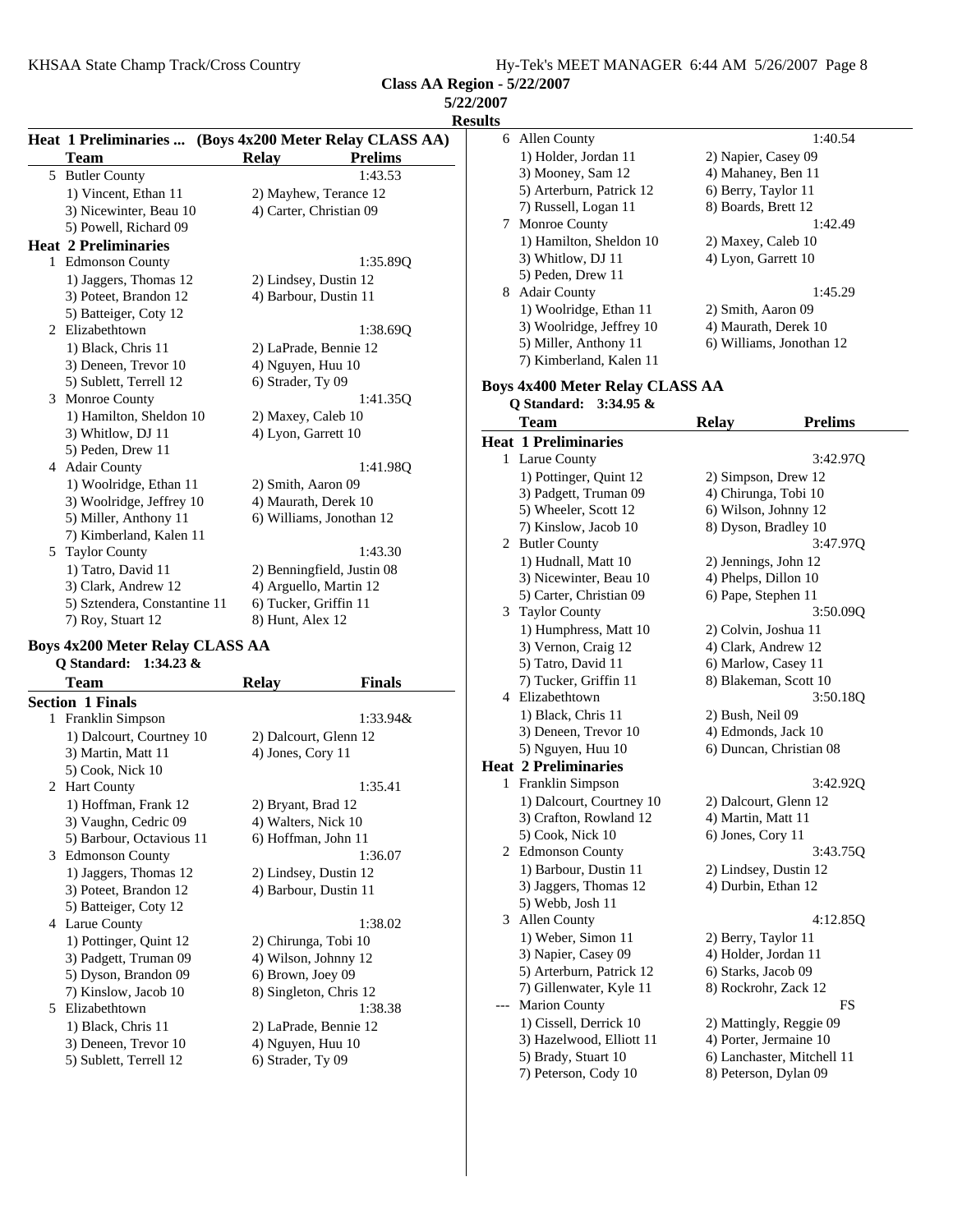**Class AA Region - 5/22/2007**

**5/22/2007**

**Results**

**Heat 1 Preliminaries ... (Boys 4x200 Meter Relay CLASS AA)**

| | Team | Relay | Prelims |
|---|---|---|---|
| 5 | Butler County | | 1:43.53 |
| | 1) Vincent, Ethan 11 | 2) Mayhew, Terance 12 | |
| | 3) Nicewinter, Beau 10 | 4) Carter, Christian 09 | |
| | 5) Powell, Richard 09 | | |
| **Heat 2 Preliminaries** | | | |
| 1 | Edmonson County | | 1:35.89Q |
| | 1) Jaggers, Thomas 12 | 2) Lindsey, Dustin 12 | |
| | 3) Poteet, Brandon 12 | 4) Barbour, Dustin 11 | |
| | 5) Batteiger, Coty 12 | | |
| 2 | Elizabethtown | | 1:38.69Q |
| | 1) Black, Chris 11 | 2) LaPrade, Bennie 12 | |
| | 3) Deneen, Trevor 10 | 4) Nguyen, Huu 10 | |
| | 5) Sublett, Terrell 12 | 6) Strader, Ty 09 | |
| 3 | Monroe County | | 1:41.35Q |
| | 1) Hamilton, Sheldon 10 | 2) Maxey, Caleb 10 | |
| | 3) Whitlow, DJ 11 | 4) Lyon, Garrett 10 | |
| | 5) Peden, Drew 11 | | |
| 4 | Adair County | | 1:41.98Q |
| | 1) Woolridge, Ethan 11 | 2) Smith, Aaron 09 | |
| | 3) Woolridge, Jeffrey 10 | 4) Maurath, Derek 10 | |
| | 5) Miller, Anthony 11 | 6) Williams, Jonothan 12 | |
| | 7) Kimberland, Kalen 11 | | |
| 5 | Taylor County | | 1:43.30 |
| | 1) Tatro, David 11 | 2) Benningfield, Justin 08 | |
| | 3) Clark, Andrew 12 | 4) Arguello, Martin 12 | |
| | 5) Sztendera, Constantine 11 | 6) Tucker, Griffin 11 | |
| | 7) Roy, Stuart 12 | 8) Hunt, Alex 12 | |

### Boys 4x200 Meter Relay CLASS AA

**Q Standard: 1:34.23 &**

| | Team | Relay | Finals |
|---|---|---|---|
| **Section 1 Finals** | | | |
| 1 | Franklin Simpson | | 1:33.94& |
| | 1) Dalcourt, Courtney 10 | 2) Dalcourt, Glenn 12 | |
| | 3) Martin, Matt 11 | 4) Jones, Cory 11 | |
| | 5) Cook, Nick 10 | | |
| 2 | Hart County | | 1:35.41 |
| | 1) Hoffman, Frank 12 | 2) Bryant, Brad 12 | |
| | 3) Vaughn, Cedric 09 | 4) Walters, Nick 10 | |
| | 5) Barbour, Octavious 11 | 6) Hoffman, John 11 | |
| 3 | Edmonson County | | 1:36.07 |
| | 1) Jaggers, Thomas 12 | 2) Lindsey, Dustin 12 | |
| | 3) Poteet, Brandon 12 | 4) Barbour, Dustin 11 | |
| | 5) Batteiger, Coty 12 | | |
| 4 | Larue County | | 1:38.02 |
| | 1) Pottinger, Quint 12 | 2) Chirunga, Tobi 10 | |
| | 3) Padgett, Truman 09 | 4) Wilson, Johnny 12 | |
| | 5) Dyson, Brandon 09 | 6) Brown, Joey 09 | |
| | 7) Kinslow, Jacob 10 | 8) Singleton, Chris 12 | |
| 5 | Elizabethtown | | 1:38.38 |
| | 1) Black, Chris 11 | 2) LaPrade, Bennie 12 | |
| | 3) Deneen, Trevor 10 | 4) Nguyen, Huu 10 | |
| | 5) Sublett, Terrell 12 | 6) Strader, Ty 09 | |
| 6 | Allen County | | 1:40.54 |
| | 1) Holder, Jordan 11 | 2) Napier, Casey 09 | |
| | 3) Mooney, Sam 12 | 4) Mahaney, Ben 11 | |
| | 5) Arterburn, Patrick 12 | 6) Berry, Taylor 11 | |
| | 7) Russell, Logan 11 | 8) Boards, Brett 12 | |
| 7 | Monroe County | | 1:42.49 |
| | 1) Hamilton, Sheldon 10 | 2) Maxey, Caleb 10 | |
| | 3) Whitlow, DJ 11 | 4) Lyon, Garrett 10 | |
| | 5) Peden, Drew 11 | | |
| 8 | Adair County | | 1:45.29 |
| | 1) Woolridge, Ethan 11 | 2) Smith, Aaron 09 | |
| | 3) Woolridge, Jeffrey 10 | 4) Maurath, Derek 10 | |
| | 5) Miller, Anthony 11 | 6) Williams, Jonothan 12 | |
| | 7) Kimberland, Kalen 11 | | |

### Boys 4x400 Meter Relay CLASS AA

**Q Standard: 3:34.95 &**

| | Team | Relay | Prelims |
|---|---|---|---|
| **Heat 1 Preliminaries** | | | |
| 1 | Larue County | | 3:42.97Q |
| | 1) Pottinger, Quint 12 | 2) Simpson, Drew 12 | |
| | 3) Padgett, Truman 09 | 4) Chirunga, Tobi 10 | |
| | 5) Wheeler, Scott 12 | 6) Wilson, Johnny 12 | |
| | 7) Kinslow, Jacob 10 | 8) Dyson, Bradley 10 | |
| 2 | Butler County | | 3:47.97Q |
| | 1) Hudnall, Matt 10 | 2) Jennings, John 12 | |
| | 3) Nicewinter, Beau 10 | 4) Phelps, Dillon 10 | |
| | 5) Carter, Christian 09 | 6) Pape, Stephen 11 | |
| 3 | Taylor County | | 3:50.09Q |
| | 1) Humphress, Matt 10 | 2) Colvin, Joshua 11 | |
| | 3) Vernon, Craig 12 | 4) Clark, Andrew 12 | |
| | 5) Tatro, David 11 | 6) Marlow, Casey 11 | |
| | 7) Tucker, Griffin 11 | 8) Blakeman, Scott 10 | |
| 4 | Elizabethtown | | 3:50.18Q |
| | 1) Black, Chris 11 | 2) Bush, Neil 09 | |
| | 3) Deneen, Trevor 10 | 4) Edmonds, Jack 10 | |
| | 5) Nguyen, Huu 10 | 6) Duncan, Christian 08 | |
| **Heat 2 Preliminaries** | | | |
| 1 | Franklin Simpson | | 3:42.92Q |
| | 1) Dalcourt, Courtney 10 | 2) Dalcourt, Glenn 12 | |
| | 3) Crafton, Rowland 12 | 4) Martin, Matt 11 | |
| | 5) Cook, Nick 10 | 6) Jones, Cory 11 | |
| 2 | Edmonson County | | 3:43.75Q |
| | 1) Barbour, Dustin 11 | 2) Lindsey, Dustin 12 | |
| | 3) Jaggers, Thomas 12 | 4) Durbin, Ethan 12 | |
| | 5) Webb, Josh 11 | | |
| 3 | Allen County | | 4:12.85Q |
| | 1) Weber, Simon 11 | 2) Berry, Taylor 11 | |
| | 3) Napier, Casey 09 | 4) Holder, Jordan 11 | |
| | 5) Arterburn, Patrick 12 | 6) Starks, Jacob 09 | |
| | 7) Gillenwater, Kyle 11 | 8) Rockrohr, Zack 12 | |
| --- | Marion County | | FS |
| | 1) Cissell, Derrick 10 | 2) Mattingly, Reggie 09 | |
| | 3) Hazelwood, Elliott 11 | 4) Porter, Jermaine 10 | |
| | 5) Brady, Stuart 10 | 6) Lanchaster, Mitchell 11 | |
| | 7) Peterson, Cody 10 | 8) Peterson, Dylan 09 | |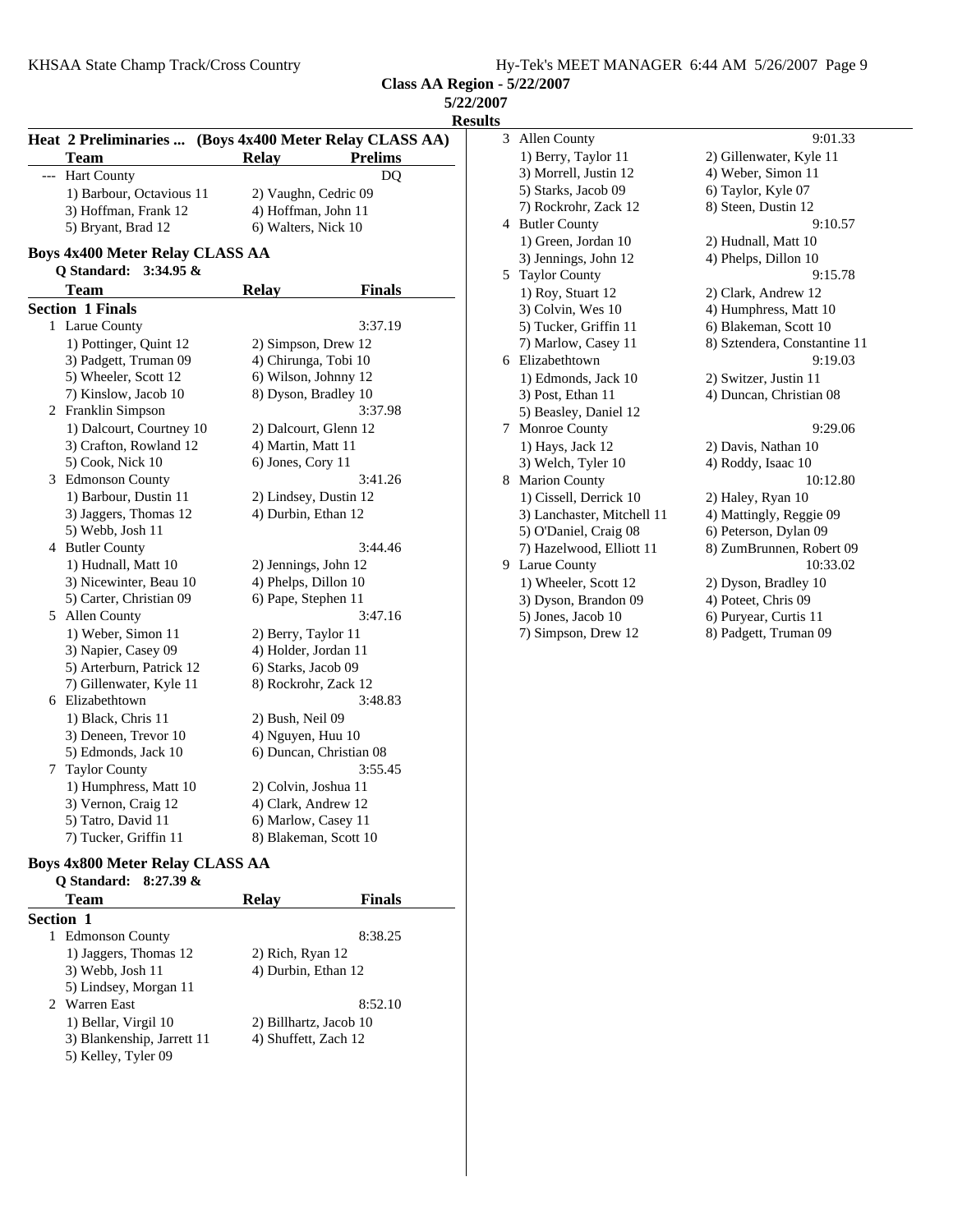**Class AA Region - 5/22/2007**

**5/22/2007**

**Results**

### Heat 2 Preliminaries ... (Boys 4x400 Meter Relay CLASS AA)

| Team | Relay | Prelims |
|---|---|---|
| --- Hart County | | DQ |
| 1) Barbour, Octavious 11 | 2) Vaughn, Cedric 09 | |
| 3) Hoffman, Frank 12 | 4) Hoffman, John 11 | |
| 5) Bryant, Brad 12 | 6) Walters, Nick 10 | |

### Boys 4x400 Meter Relay CLASS AA

**Q Standard: 3:34.95 &**

| Team | Relay | Finals |
|---|---|---|
| **Section 1 Finals** | | |
| 1 Larue County | | 3:37.19 |
| 1) Pottinger, Quint 12 | 2) Simpson, Drew 12 | |
| 3) Padgett, Truman 09 | 4) Chirunga, Tobi 10 | |
| 5) Wheeler, Scott 12 | 6) Wilson, Johnny 12 | |
| 7) Kinslow, Jacob 10 | 8) Dyson, Bradley 10 | |
| 2 Franklin Simpson | | 3:37.98 |
| 1) Dalcourt, Courtney 10 | 2) Dalcourt, Glenn 12 | |
| 3) Crafton, Rowland 12 | 4) Martin, Matt 11 | |
| 5) Cook, Nick 10 | 6) Jones, Cory 11 | |
| 3 Edmonson County | | 3:41.26 |
| 1) Barbour, Dustin 11 | 2) Lindsey, Dustin 12 | |
| 3) Jaggers, Thomas 12 | 4) Durbin, Ethan 12 | |
| 5) Webb, Josh 11 | | |
| 4 Butler County | | 3:44.46 |
| 1) Hudnall, Matt 10 | 2) Jennings, John 12 | |
| 3) Nicewinter, Beau 10 | 4) Phelps, Dillon 10 | |
| 5) Carter, Christian 09 | 6) Pape, Stephen 11 | |
| 5 Allen County | | 3:47.16 |
| 1) Weber, Simon 11 | 2) Berry, Taylor 11 | |
| 3) Napier, Casey 09 | 4) Holder, Jordan 11 | |
| 5) Arterburn, Patrick 12 | 6) Starks, Jacob 09 | |
| 7) Gillenwater, Kyle 11 | 8) Rockrohr, Zack 12 | |
| 6 Elizabethtown | | 3:48.83 |
| 1) Black, Chris 11 | 2) Bush, Neil 09 | |
| 3) Deneen, Trevor 10 | 4) Nguyen, Huu 10 | |
| 5) Edmonds, Jack 10 | 6) Duncan, Christian 08 | |
| 7 Taylor County | | 3:55.45 |
| 1) Humphress, Matt 10 | 2) Colvin, Joshua 11 | |
| 3) Vernon, Craig 12 | 4) Clark, Andrew 12 | |
| 5) Tatro, David 11 | 6) Marlow, Casey 11 | |
| 7) Tucker, Griffin 11 | 8) Blakeman, Scott 10 | |

### Boys 4x800 Meter Relay CLASS AA

**Q Standard: 8:27.39 &**

| Team | Relay | Finals |
|---|---|---|
| **Section 1** | | |
| 1 Edmonson County | | 8:38.25 |
| 1) Jaggers, Thomas 12 | 2) Rich, Ryan 12 | |
| 3) Webb, Josh 11 | 4) Durbin, Ethan 12 | |
| 5) Lindsey, Morgan 11 | | |
| 2 Warren East | | 8:52.10 |
| 1) Bellar, Virgil 10 | 2) Billhartz, Jacob 10 | |
| 3) Blankenship, Jarrett 11 | 4) Shuffett, Zach 12 | |
| 5) Kelley, Tyler 09 | | |
| 3 Allen County | | 9:01.33 |
| 1) Berry, Taylor 11 | 2) Gillenwater, Kyle 11 | |
| 3) Morrell, Justin 12 | 4) Weber, Simon 11 | |
| 5) Starks, Jacob 09 | 6) Taylor, Kyle 07 | |
| 7) Rockrohr, Zack 12 | 8) Steen, Dustin 12 | |
| 4 Butler County | | 9:10.57 |
| 1) Green, Jordan 10 | 2) Hudnall, Matt 10 | |
| 3) Jennings, John 12 | 4) Phelps, Dillon 10 | |
| 5 Taylor County | | 9:15.78 |
| 1) Roy, Stuart 12 | 2) Clark, Andrew 12 | |
| 3) Colvin, Wes 10 | 4) Humphress, Matt 10 | |
| 5) Tucker, Griffin 11 | 6) Blakeman, Scott 10 | |
| 7) Marlow, Casey 11 | 8) Sztendera, Constantine 11 | |
| 6 Elizabethtown | | 9:19.03 |
| 1) Edmonds, Jack 10 | 2) Switzer, Justin 11 | |
| 3) Post, Ethan 11 | 4) Duncan, Christian 08 | |
| 5) Beasley, Daniel 12 | | |
| 7 Monroe County | | 9:29.06 |
| 1) Hays, Jack 12 | 2) Davis, Nathan 10 | |
| 3) Welch, Tyler 10 | 4) Roddy, Isaac 10 | |
| 8 Marion County | | 10:12.80 |
| 1) Cissell, Derrick 10 | 2) Haley, Ryan 10 | |
| 3) Lanchaster, Mitchell 11 | 4) Mattingly, Reggie 09 | |
| 5) O'Daniel, Craig 08 | 6) Peterson, Dylan 09 | |
| 7) Hazelwood, Elliott 11 | 8) ZumBrunnen, Robert 09 | |
| 9 Larue County | | 10:33.02 |
| 1) Wheeler, Scott 12 | 2) Dyson, Bradley 10 | |
| 3) Dyson, Brandon 09 | 4) Poteet, Chris 09 | |
| 5) Jones, Jacob 10 | 6) Puryear, Curtis 11 | |
| 7) Simpson, Drew 12 | 8) Padgett, Truman 09 | |